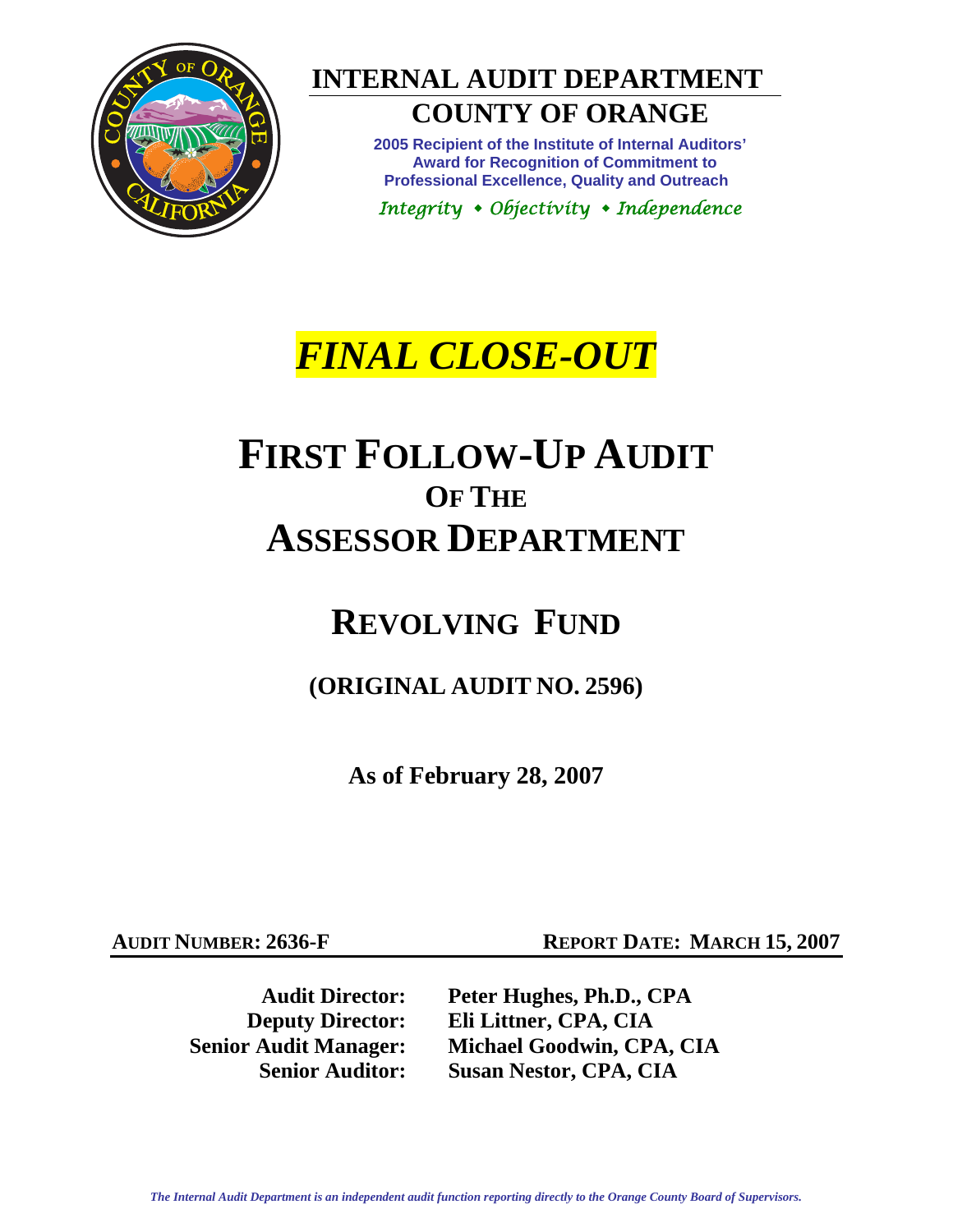# INTERNAL AUDIT DEPARTMENT

## COUNTY OF ORANGE

**2005 Recipient of the Institute of Internal Auditors' Award for Recognition of Commitment to Professional Excellence, Quality and Outreach**

*Integrity • Objectivity • Independence*

# *FINAL CLOSE-OUT*

# FIRST FOLLOW-UP AUDIT OF THE ASSESSOR DEPARTMENT

# REVOLVING FUND

## (ORIGINAL AUDIT NO. 2596)

**As of February 28, 2007**

**AUDIT NUMBER: 2636-F** | **REPORT DATE: MARCH 15, 2007**

| | |
|---|---|
| **Audit Director:** | **Peter Hughes, Ph.D., CPA** |
| **Deputy Director:** | **Eli Littner, CPA, CIA** |
| **Senior Audit Manager:** | **Michael Goodwin, CPA, CIA** |
| **Senior Auditor:** | **Susan Nestor, CPA, CIA** |

*The Internal Audit Department is an independent audit function reporting directly to the Orange County Board of Supervisors.*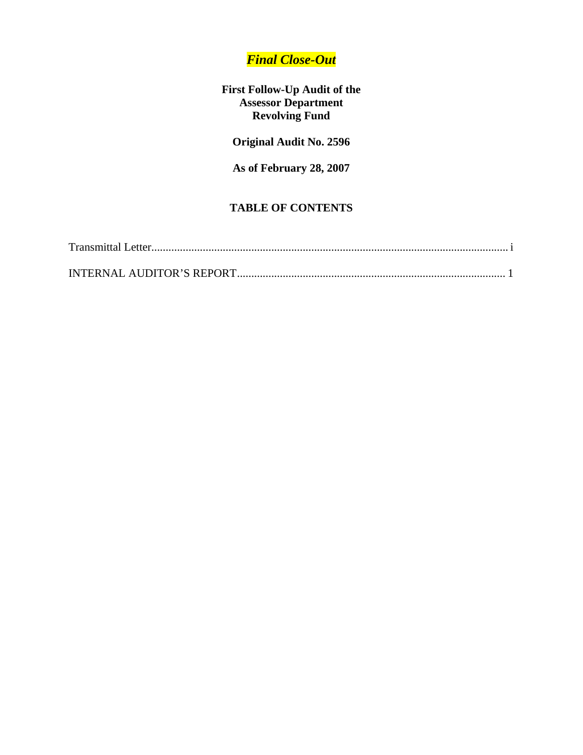***Final Close-Out***

**First Follow-Up Audit of the Assessor Department Revolving Fund**

**Original Audit No. 2596**

**As of February 28, 2007**

## TABLE OF CONTENTS

Transmittal Letter.......................................................................................................................... i

INTERNAL AUDITOR'S REPORT............................................................................................ 1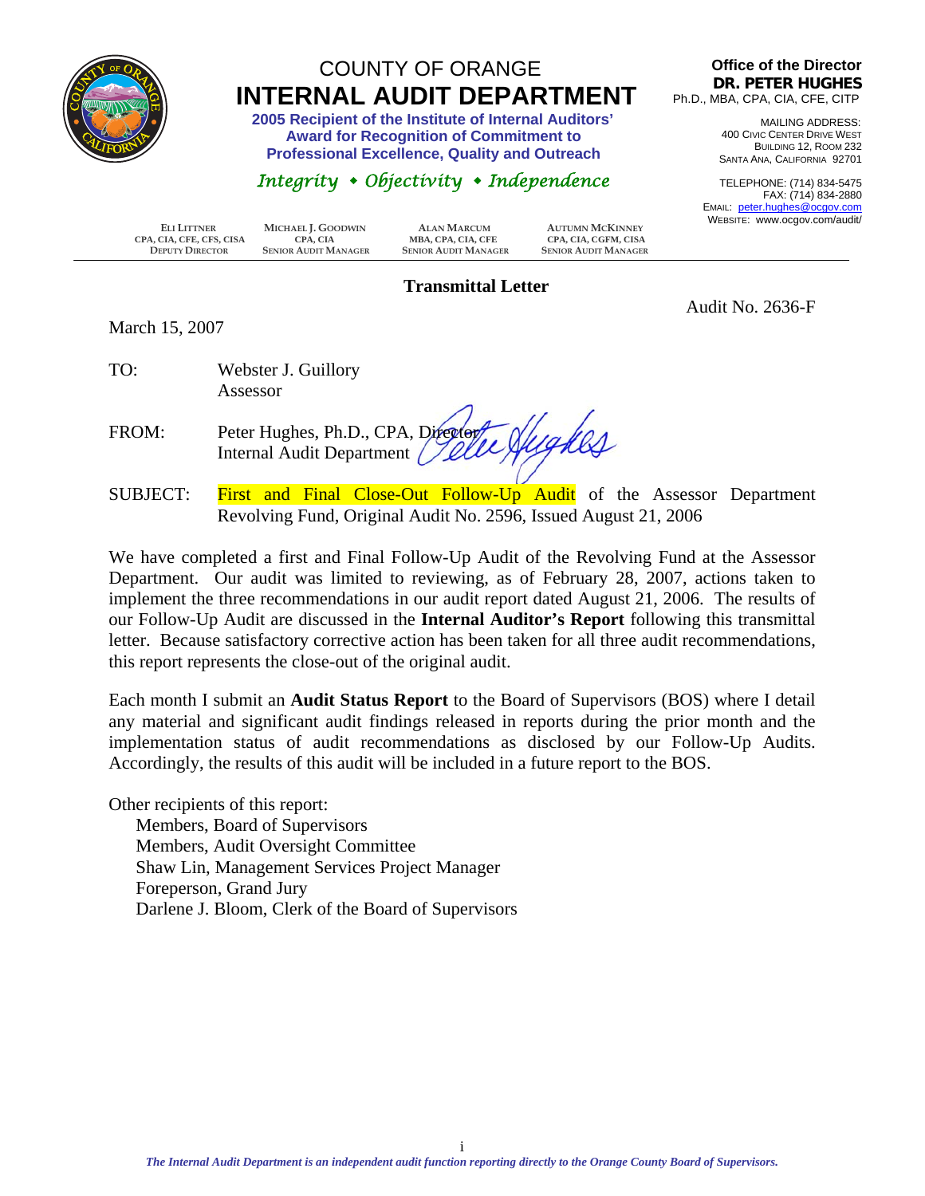# COUNTY OF ORANGE
# INTERNAL AUDIT DEPARTMENT

**2005 Recipient of the Institute of Internal Auditors' Award for Recognition of Commitment to Professional Excellence, Quality and Outreach**

*Integrity • Objectivity • Independence*

**Office of the Director**
**DR. PETER HUGHES**
Ph.D., MBA, CPA, CIA, CFE, CITP

MAILING ADDRESS:
400 CIVIC CENTER DRIVE WEST
BUILDING 12, ROOM 232
SANTA ANA, CALIFORNIA 92701

TELEPHONE: (714) 834-5475
FAX: (714) 834-2880
EMAIL: peter.hughes@ocgov.com
WEBSITE: www.ocgov.com/audit/

| ELI LITTNER | MICHAEL J. GOODWIN | ALAN MARCUM | AUTUMN MCKINNEY |
|---|---|---|---|
| CPA, CIA, CFE, CFS, CISA | CPA, CIA | MBA, CPA, CIA, CFE | CPA, CIA, CGFM, CISA |
| DEPUTY DIRECTOR | SENIOR AUDIT MANAGER | SENIOR AUDIT MANAGER | SENIOR AUDIT MANAGER |

## Transmittal Letter

Audit No. 2636-F

March 15, 2007

TO: Webster J. Guillory
Assessor

FROM: Peter Hughes, Ph.D., CPA, Director
Internal Audit Department

SUBJECT: First and Final Close-Out Follow-Up Audit of the Assessor Department Revolving Fund, Original Audit No. 2596, Issued August 21, 2006

We have completed a first and Final Follow-Up Audit of the Revolving Fund at the Assessor Department. Our audit was limited to reviewing, as of February 28, 2007, actions taken to implement the three recommendations in our audit report dated August 21, 2006. The results of our Follow-Up Audit are discussed in the **Internal Auditor's Report** following this transmittal letter. Because satisfactory corrective action has been taken for all three audit recommendations, this report represents the close-out of the original audit.

Each month I submit an **Audit Status Report** to the Board of Supervisors (BOS) where I detail any material and significant audit findings released in reports during the prior month and the implementation status of audit recommendations as disclosed by our Follow-Up Audits. Accordingly, the results of this audit will be included in a future report to the BOS.

Other recipients of this report:
Members, Board of Supervisors
Members, Audit Oversight Committee
Shaw Lin, Management Services Project Manager
Foreperson, Grand Jury
Darlene J. Bloom, Clerk of the Board of Supervisors

*The Internal Audit Department is an independent audit function reporting directly to the Orange County Board of Supervisors.*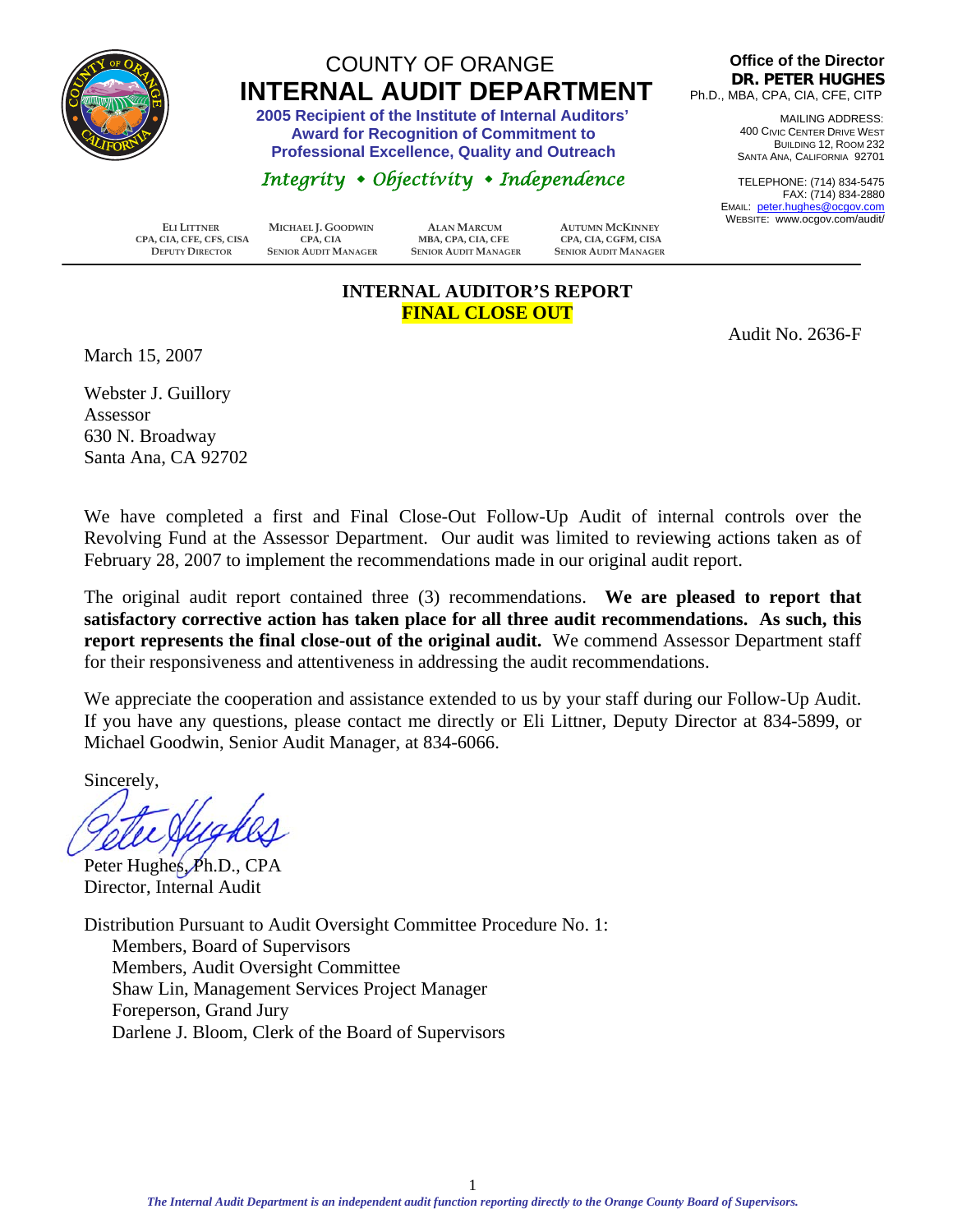# COUNTY OF ORANGE
# INTERNAL AUDIT DEPARTMENT

**2005 Recipient of the Institute of Internal Auditors' Award for Recognition of Commitment to Professional Excellence, Quality and Outreach**

*Integrity • Objectivity • Independence*

**Office of the Director**
**DR. PETER HUGHES**
Ph.D., MBA, CPA, CIA, CFE, CITP

MAILING ADDRESS:
400 CIVIC CENTER DRIVE WEST
BUILDING 12, ROOM 232
SANTA ANA, CALIFORNIA 92701

TELEPHONE: (714) 834-5475
FAX: (714) 834-2880
EMAIL: peter.hughes@ocgov.com
WEBSITE: www.ocgov.com/audit/

| ELI LITTNER | MICHAEL J. GOODWIN | ALAN MARCUM | AUTUMN MCKINNEY |
|---|---|---|---|
| CPA, CIA, CFE, CFS, CISA | CPA, CIA | MBA, CPA, CIA, CFE | CPA, CIA, CGFM, CISA |
| DEPUTY DIRECTOR | SENIOR AUDIT MANAGER | SENIOR AUDIT MANAGER | SENIOR AUDIT MANAGER |

## INTERNAL AUDITOR'S REPORT
## FINAL CLOSE OUT

Audit No. 2636-F

March 15, 2007

Webster J. Guillory
Assessor
630 N. Broadway
Santa Ana, CA 92702

We have completed a first and Final Close-Out Follow-Up Audit of internal controls over the Revolving Fund at the Assessor Department. Our audit was limited to reviewing actions taken as of February 28, 2007 to implement the recommendations made in our original audit report.

The original audit report contained three (3) recommendations. **We are pleased to report that satisfactory corrective action has taken place for all three audit recommendations. As such, this report represents the final close-out of the original audit.** We commend Assessor Department staff for their responsiveness and attentiveness in addressing the audit recommendations.

We appreciate the cooperation and assistance extended to us by your staff during our Follow-Up Audit. If you have any questions, please contact me directly or Eli Littner, Deputy Director at 834-5899, or Michael Goodwin, Senior Audit Manager, at 834-6066.

Sincerely,

Peter Hughes, Ph.D., CPA
Director, Internal Audit

Distribution Pursuant to Audit Oversight Committee Procedure No. 1:
- Members, Board of Supervisors
- Members, Audit Oversight Committee
- Shaw Lin, Management Services Project Manager
- Foreperson, Grand Jury
- Darlene J. Bloom, Clerk of the Board of Supervisors

*The Internal Audit Department is an independent audit function reporting directly to the Orange County Board of Supervisors.*